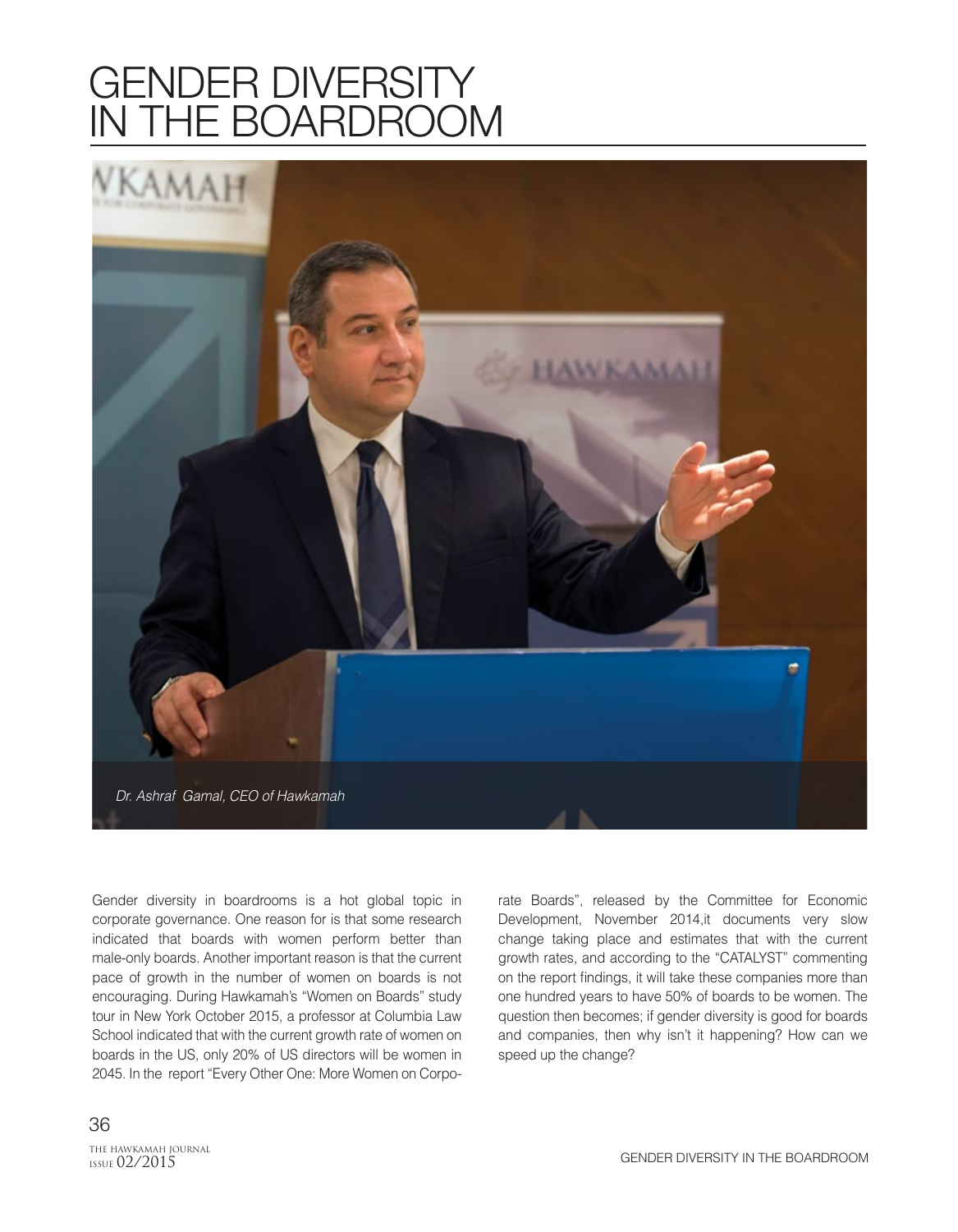# GENDER DIVERSITY IN THE BOARDROOM

*Dr. Ashraf Gamal, CEO of Hawkamah*

Gender diversity in boardrooms is a hot global topic in corporate governance. One reason for is that some research indicated that boards with women perform better than male-only boards. Another important reason is that the current pace of growth in the number of women on boards is not encouraging. During Hawkamah's "Women on Boards" study tour in New York October 2015, a professor at Columbia Law School indicated that with the current growth rate of women on boards in the US, only 20% of US directors will be women in 2045. In the report "Every Other One: More Women on Corporate Boards", released by the Committee for Economic Development, November 2014,it documents very slow change taking place and estimates that with the current growth rates, and according to the "CATALYST" commenting on the report findings, it will take these companies more than one hundred years to have 50% of boards to be women. The question then becomes; if gender diversity is good for boards and companies, then why isn't it happening? How can we speed up the change?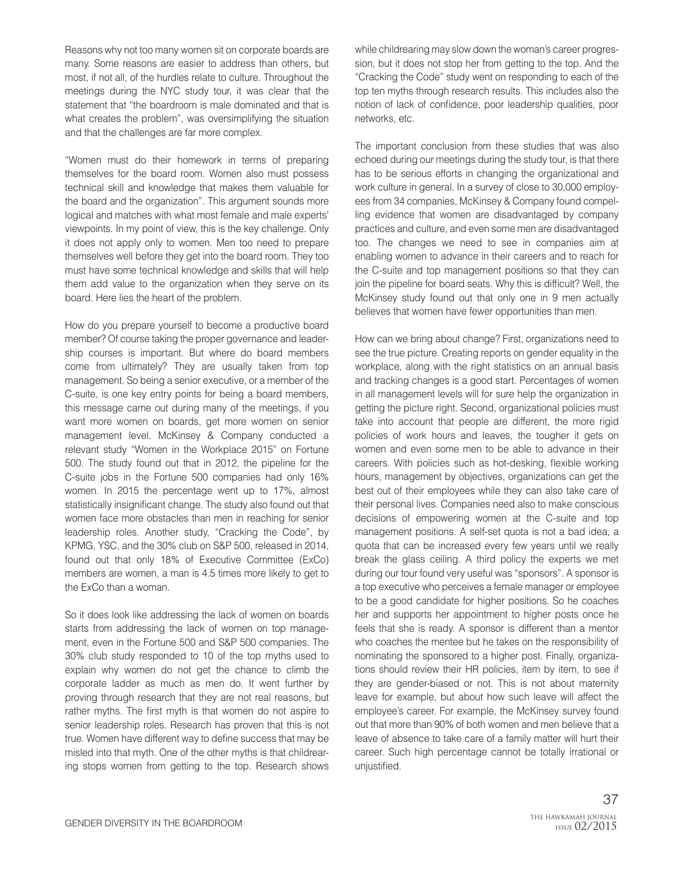Reasons why not too many women sit on corporate boards are many. Some reasons are easier to address than others, but most, if not all, of the hurdles relate to culture. Throughout the meetings during the NYC study tour, it was clear that the statement that "the boardroom is male dominated and that is what creates the problem", was oversimplifying the situation and that the challenges are far more complex.

"Women must do their homework in terms of preparing themselves for the board room. Women also must possess technical skill and knowledge that makes them valuable for the board and the organization". This argument sounds more logical and matches with what most female and male experts' viewpoints. In my point of view, this is the key challenge. Only it does not apply only to women. Men too need to prepare themselves well before they get into the board room. They too must have some technical knowledge and skills that will help them add value to the organization when they serve on its board. Here lies the heart of the problem.

How do you prepare yourself to become a productive board member? Of course taking the proper governance and leadership courses is important. But where do board members come from ultimately? They are usually taken from top management. So being a senior executive, or a member of the C-suite, is one key entry points for being a board members, this message came out during many of the meetings, if you want more women on boards, get more women on senior management level. McKinsey & Company conducted a relevant study "Women in the Workplace 2015" on Fortune 500. The study found out that in 2012, the pipeline for the C-suite jobs in the Fortune 500 companies had only 16% women. In 2015 the percentage went up to 17%, almost statistically insignificant change. The study also found out that women face more obstacles than men in reaching for senior leadership roles. Another study, "Cracking the Code", by KPMG, YSC, and the 30% club on S&P 500, released in 2014, found out that only 18% of Executive Committee (ExCo) members are women, a man is 4.5 times more likely to get to the ExCo than a woman.

So it does look like addressing the lack of women on boards starts from addressing the lack of women on top management, even in the Fortune 500 and S&P 500 companies. The 30% club study responded to 10 of the top myths used to explain why women do not get the chance to climb the corporate ladder as much as men do. It went further by proving through research that they are not real reasons, but rather myths. The first myth is that women do not aspire to senior leadership roles. Research has proven that this is not true. Women have different way to define success that may be misled into that myth. One of the other myths is that childrearing stops women from getting to the top. Research shows while childrearing may slow down the woman's career progression, but it does not stop her from getting to the top. And the "Cracking the Code" study went on responding to each of the top ten myths through research results. This includes also the notion of lack of confidence, poor leadership qualities, poor networks, etc.

The important conclusion from these studies that was also echoed during our meetings during the study tour, is that there has to be serious efforts in changing the organizational and work culture in general. In a survey of close to 30,000 employees from 34 companies, McKinsey & Company found compelling evidence that women are disadvantaged by company practices and culture, and even some men are disadvantaged too. The changes we need to see in companies aim at enabling women to advance in their careers and to reach for the C-suite and top management positions so that they can join the pipeline for board seats. Why this is difficult? Well, the McKinsey study found out that only one in 9 men actually believes that women have fewer opportunities than men.

How can we bring about change? First, organizations need to see the true picture. Creating reports on gender equality in the workplace, along with the right statistics on an annual basis and tracking changes is a good start. Percentages of women in all management levels will for sure help the organization in getting the picture right. Second, organizational policies must take into account that people are different, the more rigid policies of work hours and leaves, the tougher it gets on women and even some men to be able to advance in their careers. With policies such as hot-desking, flexible working hours, management by objectives, organizations can get the best out of their employees while they can also take care of their personal lives. Companies need also to make conscious decisions of empowering women at the C-suite and top management positions. A self-set quota is not a bad idea, a quota that can be increased every few years until we really break the glass ceiling. A third policy the experts we met during our tour found very useful was "sponsors". A sponsor is a top executive who perceives a female manager or employee to be a good candidate for higher positions. So he coaches her and supports her appointment to higher posts once he feels that she is ready. A sponsor is different than a mentor who coaches the mentee but he takes on the responsibility of nominating the sponsored to a higher post. Finally, organizations should review their HR policies, item by item, to see if they are gender-biased or not. This is not about maternity leave for example, but about how such leave will affect the employee's career. For example, the McKinsey survey found out that more than 90% of both women and men believe that a leave of absence to take care of a family matter will hurt their career. Such high percentage cannot be totally irrational or unjustified.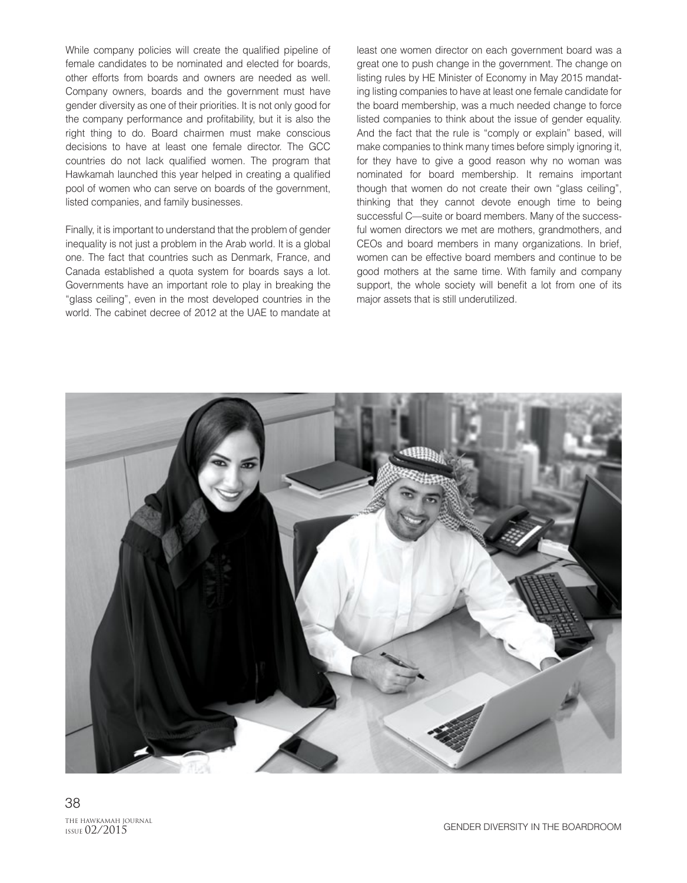While company policies will create the qualified pipeline of female candidates to be nominated and elected for boards, other efforts from boards and owners are needed as well. Company owners, boards and the government must have gender diversity as one of their priorities. It is not only good for the company performance and profitability, but it is also the right thing to do. Board chairmen must make conscious decisions to have at least one female director. The GCC countries do not lack qualified women. The program that Hawkamah launched this year helped in creating a qualified pool of women who can serve on boards of the government, listed companies, and family businesses.

Finally, it is important to understand that the problem of gender inequality is not just a problem in the Arab world. It is a global one. The fact that countries such as Denmark, France, and Canada established a quota system for boards says a lot. Governments have an important role to play in breaking the "glass ceiling", even in the most developed countries in the world. The cabinet decree of 2012 at the UAE to mandate at least one women director on each government board was a great one to push change in the government. The change on listing rules by HE Minister of Economy in May 2015 mandating listing companies to have at least one female candidate for the board membership, was a much needed change to force listed companies to think about the issue of gender equality. And the fact that the rule is "comply or explain" based, will make companies to think many times before simply ignoring it, for they have to give a good reason why no woman was nominated for board membership. It remains important though that women do not create their own "glass ceiling", thinking that they cannot devote enough time to being successful C—suite or board members. Many of the successful women directors we met are mothers, grandmothers, and CEOs and board members in many organizations. In brief, women can be effective board members and continue to be good mothers at the same time. With family and company support, the whole society will benefit a lot from one of its major assets that is still underutilized.